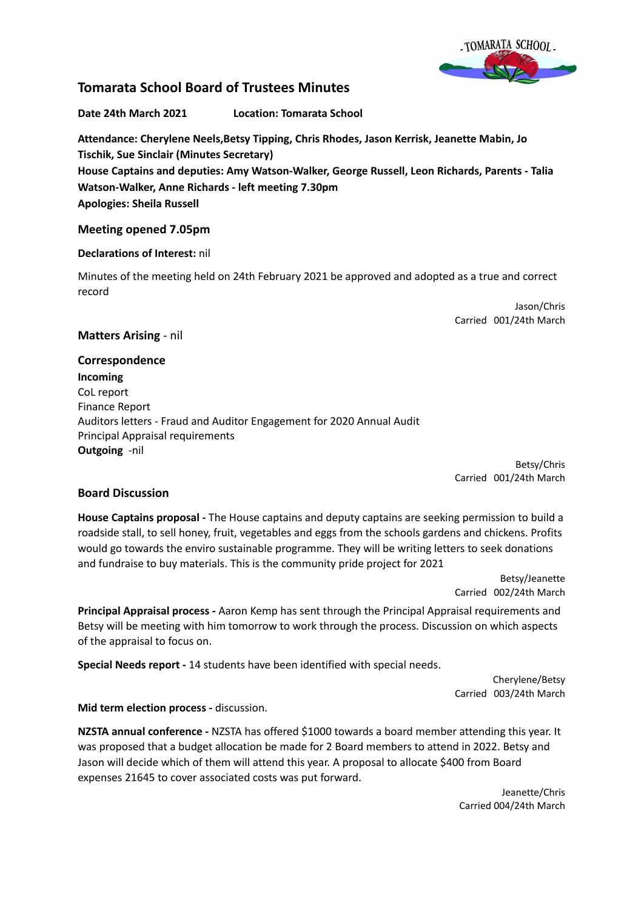# Tomarata School Board of Trustees Minutes

**Date 24th March 2021          Location: Tomarata School**

**Attendance: Cherylene Neels,Betsy Tipping, Chris Rhodes, Jason Kerrisk, Jeanette Mabin, Jo Tischik, Sue Sinclair (Minutes Secretary)**
**House Captains and deputies: Amy Watson-Walker, George Russell, Leon Richards, Parents - Talia Watson-Walker, Anne Richards - left meeting 7.30pm**
**Apologies: Sheila Russell**

## Meeting opened 7.05pm

**Declarations of Interest:** nil

Minutes of the meeting held on 24th February 2021 be approved and adopted as a true and correct record

Jason/Chris
Carried 001/24th March

## Matters Arising - nil

## Correspondence

**Incoming**
CoL report
Finance Report
Auditors letters - Fraud and Auditor Engagement for 2020 Annual Audit
Principal Appraisal requirements
**Outgoing** -nil

Betsy/Chris
Carried 001/24th March

## Board Discussion

**House Captains proposal -** The House captains and deputy captains are seeking permission to build a roadside stall, to sell honey, fruit, vegetables and eggs from the schools gardens and chickens. Profits would go towards the enviro sustainable programme. They will be writing letters to seek donations and fundraise to buy materials. This is the community pride project for 2021

Betsy/Jeanette
Carried 002/24th March

**Principal Appraisal process -** Aaron Kemp has sent through the Principal Appraisal requirements and Betsy will be meeting with him tomorrow to work through the process. Discussion on which aspects of the appraisal to focus on.

**Special Needs report -** 14 students have been identified with special needs.

Cherylene/Betsy
Carried 003/24th March

**Mid term election process -** discussion.

**NZSTA annual conference -** NZSTA has offered $1000 towards a board member attending this year. It was proposed that a budget allocation be made for 2 Board members to attend in 2022. Betsy and Jason will decide which of them will attend this year. A proposal to allocate $400 from Board expenses 21645 to cover associated costs was put forward.

Jeanette/Chris
Carried 004/24th March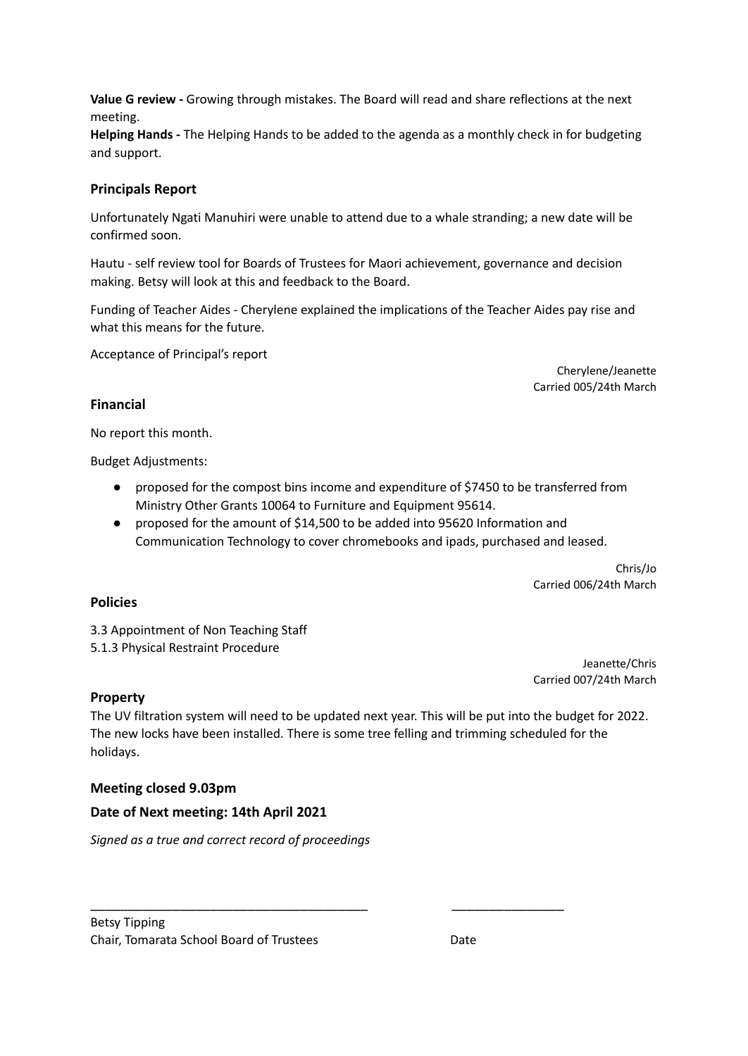**Value G review -** Growing through mistakes. The Board will read and share reflections at the next meeting.
**Helping Hands -** The Helping Hands to be added to the agenda as a monthly check in for budgeting and support.

### Principals Report

Unfortunately Ngati Manuhiri were unable to attend due to a whale stranding; a new date will be confirmed soon.

Hautu - self review tool for Boards of Trustees for Maori achievement, governance and decision making. Betsy will look at this and feedback to the Board.

Funding of Teacher Aides - Cherylene explained the implications of the Teacher Aides pay rise and what this means for the future.

Acceptance of Principal's report

Cherylene/Jeanette
Carried 005/24th March

### Financial

No report this month.

Budget Adjustments:

- proposed for the compost bins income and expenditure of $7450 to be transferred from Ministry Other Grants 10064 to Furniture and Equipment 95614.
- proposed for the amount of $14,500 to be added into 95620 Information and Communication Technology to cover chromebooks and ipads, purchased and leased.

Chris/Jo
Carried 006/24th March

### Policies

3.3 Appointment of Non Teaching Staff
5.1.3 Physical Restraint Procedure

Jeanette/Chris
Carried 007/24th March

### Property

The UV filtration system will need to be updated next year. This will be put into the budget for 2022. The new locks have been installed. There is some tree felling and trimming scheduled for the holidays.

### Meeting closed 9.03pm

### Date of Next meeting: 14th April 2021

*Signed as a true and correct record of proceedings*

\_\_\_\_\_\_\_\_\_\_\_\_\_\_\_\_\_\_\_\_\_\_\_\_\_\_\_\_\_\_\_\_\_\_\_\_\_\_\_\_ \_\_\_\_\_\_\_\_\_\_\_\_\_\_\_\_

Betsy Tipping
Chair, Tomarata School Board of Trustees Date